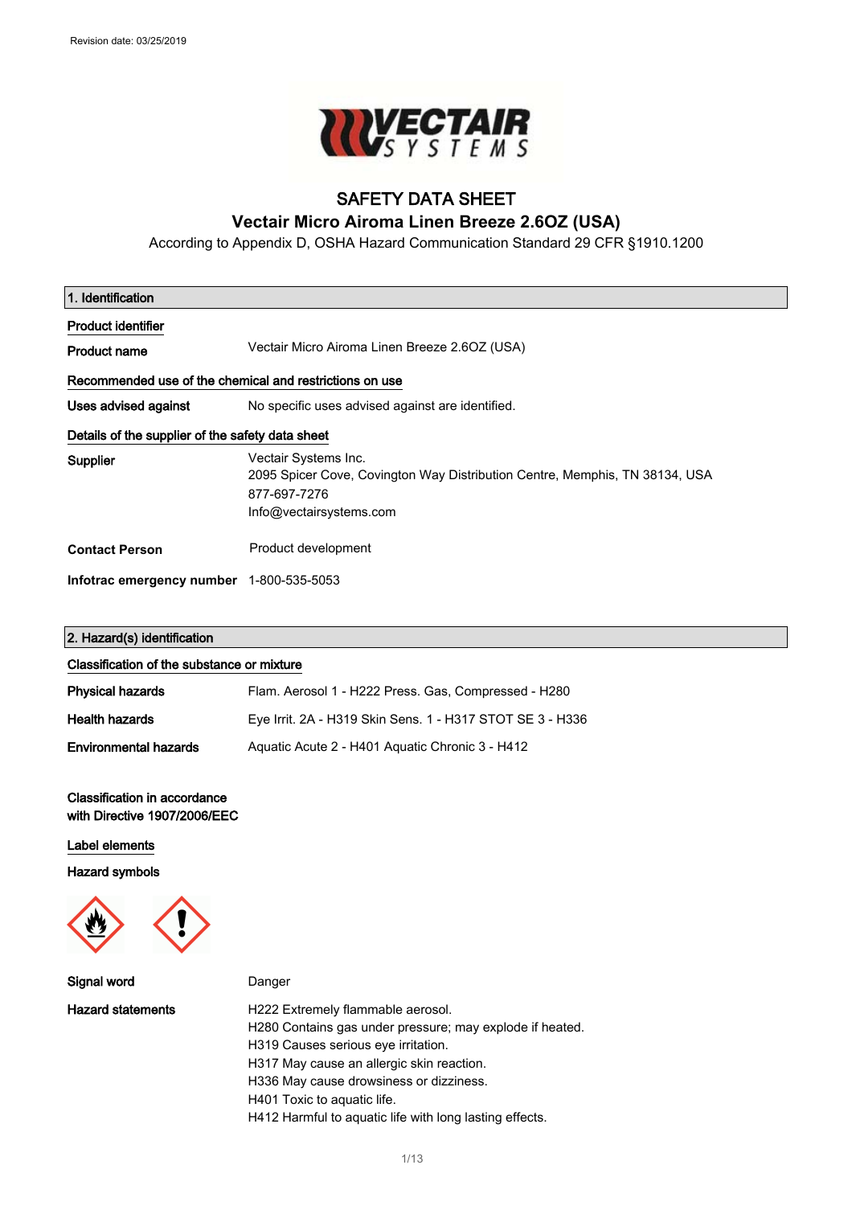Revision date: 03/25/2019

# SAFETY DATA SHEET
## Vectair Micro Airoma Linen Breeze 2.6OZ (USA)

According to Appendix D, OSHA Hazard Communication Standard 29 CFR §1910.1200

## 1. Identification

**Product identifier**

| | |
|---|---|
| **Product name** | Vectair Micro Airoma Linen Breeze 2.6OZ (USA) |

**Recommended use of the chemical and restrictions on use**

| | |
|---|---|
| **Uses advised against** | No specific uses advised against are identified. |

**Details of the supplier of the safety data sheet**

| | |
|---|---|
| **Supplier** | Vectair Systems Inc.<br>2095 Spicer Cove, Covington Way Distribution Centre, Memphis, TN 38134, USA<br>877-697-7276<br>Info@vectairsystems.com |
| **Contact Person** | Product development |
| **Infotrac emergency number** | 1-800-535-5053 |

## 2. Hazard(s) identification

**Classification of the substance or mixture**

| | |
|---|---|
| **Physical hazards** | Flam. Aerosol 1 - H222 Press. Gas, Compressed - H280 |
| **Health hazards** | Eye Irrit. 2A - H319 Skin Sens. 1 - H317 STOT SE 3 - H336 |
| **Environmental hazards** | Aquatic Acute 2 - H401 Aquatic Chronic 3 - H412 |

**Classification in accordance with Directive 1907/2006/EEC**

**Label elements**

**Hazard symbols**

| | |
|---|---|
| **Signal word** | Danger |
| **Hazard statements** | H222 Extremely flammable aerosol.<br>H280 Contains gas under pressure; may explode if heated.<br>H319 Causes serious eye irritation.<br>H317 May cause an allergic skin reaction.<br>H336 May cause drowsiness or dizziness.<br>H401 Toxic to aquatic life.<br>H412 Harmful to aquatic life with long lasting effects. |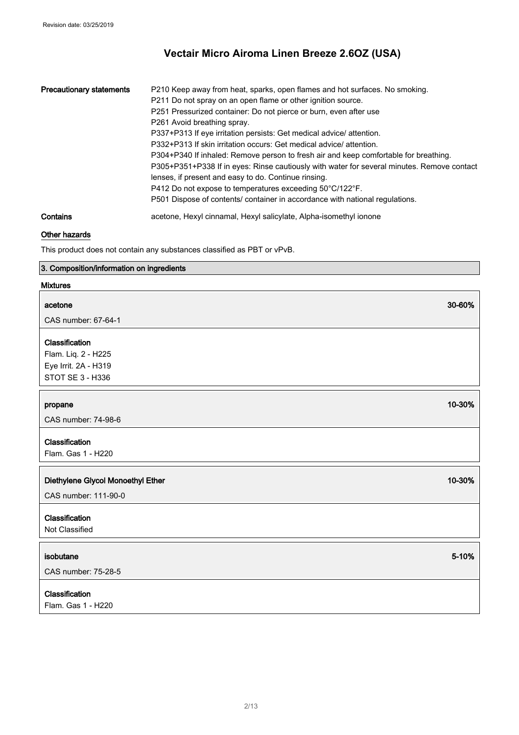| Precautionary statements | P210 Keep away from heat, sparks, open flames and hot surfaces. No smoking.<br>P211 Do not spray on an open flame or other ignition source.<br>P251 Pressurized container: Do not pierce or burn, even after use<br>P261 Avoid breathing spray.<br>P337+P313 If eye irritation persists: Get medical advice/ attention.<br>P332+P313 If skin irritation occurs: Get medical advice/ attention.<br>P304+P340 If inhaled: Remove person to fresh air and keep comfortable for breathing.<br>P305+P351+P338 If in eyes: Rinse cautiously with water for several minutes. Remove contact lenses, if present and easy to do. Continue rinsing.<br>P412 Do not expose to temperatures exceeding 50°C/122°F.<br>P501 Dispose of contents/ container in accordance with national regulations. |
|---|---|
| Contains | acetone, Hexyl cinnamal, Hexyl salicylate, Alpha-isomethyl ionone |

**Other hazards**

This product does not contain any substances classified as PBT or vPvB.

## 3. Composition/information on ingredients

**Mixtures**

| **acetone** | **30-60%** |
|---|---|
| CAS number: 67-64-1 | |
| **Classification**<br>Flam. Liq. 2 - H225<br>Eye Irrit. 2A - H319<br>STOT SE 3 - H336 | |

| **propane** | **10-30%** |
|---|---|
| CAS number: 74-98-6 | |
| **Classification**<br>Flam. Gas 1 - H220 | |

| **Diethylene Glycol Monoethyl Ether** | **10-30%** |
|---|---|
| CAS number: 111-90-0 | |
| **Classification**<br>Not Classified | |

| **isobutane** | **5-10%** |
|---|---|
| CAS number: 75-28-5 | |
| **Classification**<br>Flam. Gas 1 - H220 | |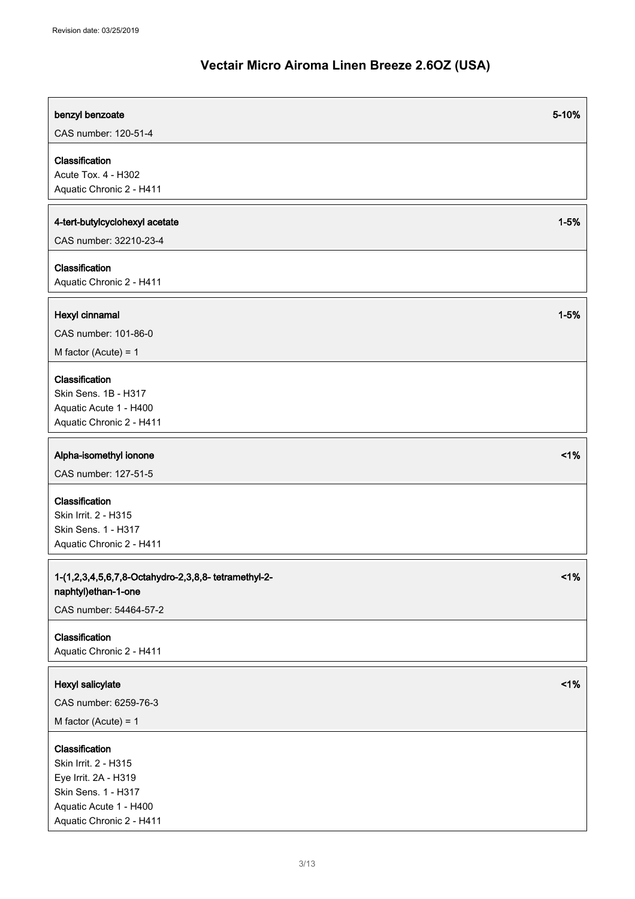# Vectair Micro Airoma Linen Breeze 2.6OZ (USA)

**benzyl benzoate** 5-10%

CAS number: 120-51-4

**Classification**

Acute Tox. 4 - H302

Aquatic Chronic 2 - H411

**4-tert-butylcyclohexyl acetate** 1-5%

CAS number: 32210-23-4

**Classification**

Aquatic Chronic 2 - H411

**Hexyl cinnamal** 1-5%

CAS number: 101-86-0

M factor (Acute) = 1

**Classification**

Skin Sens. 1B - H317

Aquatic Acute 1 - H400

Aquatic Chronic 2 - H411

**Alpha-isomethyl ionone** <1%

CAS number: 127-51-5

**Classification**

Skin Irrit. 2 - H315

Skin Sens. 1 - H317

Aquatic Chronic 2 - H411

**1-(1,2,3,4,5,6,7,8-Octahydro-2,3,8,8- tetramethyl-2-naphtyl)ethan-1-one** <1%

CAS number: 54464-57-2

**Classification**

Aquatic Chronic 2 - H411

**Hexyl salicylate** <1%

CAS number: 6259-76-3

M factor (Acute) = 1

**Classification**

Skin Irrit. 2 - H315

Eye Irrit. 2A - H319

Skin Sens. 1 - H317

Aquatic Acute 1 - H400

Aquatic Chronic 2 - H411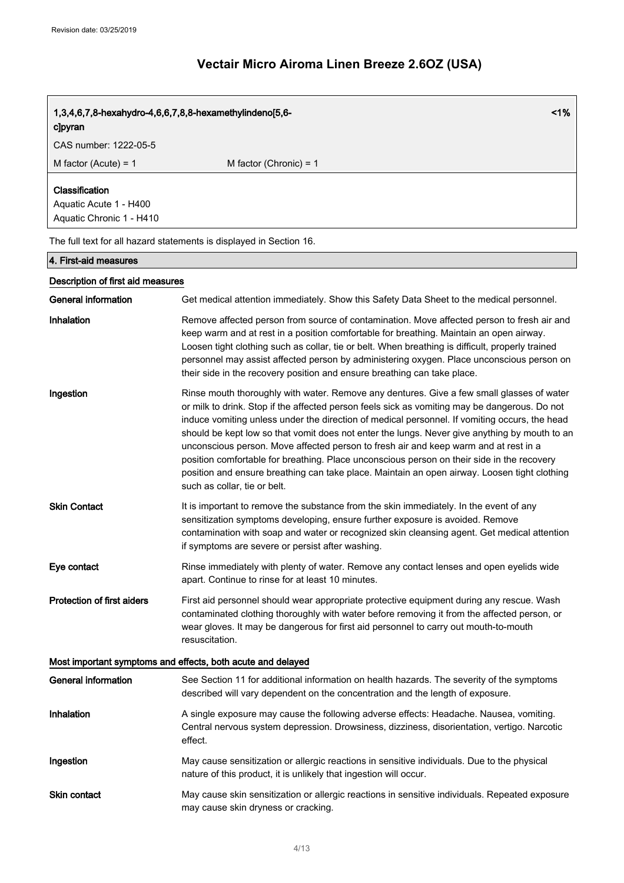# Vectair Micro Airoma Linen Breeze 2.6OZ (USA)

| **1,3,4,6,7,8-hexahydro-4,6,6,7,8,8-hexamethylindeno[5,6-c]pyran** | | <1% |
|---|---|---|
| CAS number: 1222-05-5 | | |
| M factor (Acute) = 1 | M factor (Chronic) = 1 | |
| **Classification**<br>Aquatic Acute 1 - H400<br>Aquatic Chronic 1 - H410 | | |

The full text for all hazard statements is displayed in Section 16.

## 4. First-aid measures

### Description of first aid measures

**General information** Get medical attention immediately. Show this Safety Data Sheet to the medical personnel.

**Inhalation** Remove affected person from source of contamination. Move affected person to fresh air and keep warm and at rest in a position comfortable for breathing. Maintain an open airway. Loosen tight clothing such as collar, tie or belt. When breathing is difficult, properly trained personnel may assist affected person by administering oxygen. Place unconscious person on their side in the recovery position and ensure breathing can take place.

**Ingestion** Rinse mouth thoroughly with water. Remove any dentures. Give a few small glasses of water or milk to drink. Stop if the affected person feels sick as vomiting may be dangerous. Do not induce vomiting unless under the direction of medical personnel. If vomiting occurs, the head should be kept low so that vomit does not enter the lungs. Never give anything by mouth to an unconscious person. Move affected person to fresh air and keep warm and at rest in a position comfortable for breathing. Place unconscious person on their side in the recovery position and ensure breathing can take place. Maintain an open airway. Loosen tight clothing such as collar, tie or belt.

**Skin Contact** It is important to remove the substance from the skin immediately. In the event of any sensitization symptoms developing, ensure further exposure is avoided. Remove contamination with soap and water or recognized skin cleansing agent. Get medical attention if symptoms are severe or persist after washing.

**Eye contact** Rinse immediately with plenty of water. Remove any contact lenses and open eyelids wide apart. Continue to rinse for at least 10 minutes.

**Protection of first aiders** First aid personnel should wear appropriate protective equipment during any rescue. Wash contaminated clothing thoroughly with water before removing it from the affected person, or wear gloves. It may be dangerous for first aid personnel to carry out mouth-to-mouth resuscitation.

### Most important symptoms and effects, both acute and delayed

**General information** See Section 11 for additional information on health hazards. The severity of the symptoms described will vary dependent on the concentration and the length of exposure.

**Inhalation** A single exposure may cause the following adverse effects: Headache. Nausea, vomiting. Central nervous system depression. Drowsiness, dizziness, disorientation, vertigo. Narcotic effect.

**Ingestion** May cause sensitization or allergic reactions in sensitive individuals. Due to the physical nature of this product, it is unlikely that ingestion will occur.

**Skin contact** May cause skin sensitization or allergic reactions in sensitive individuals. Repeated exposure may cause skin dryness or cracking.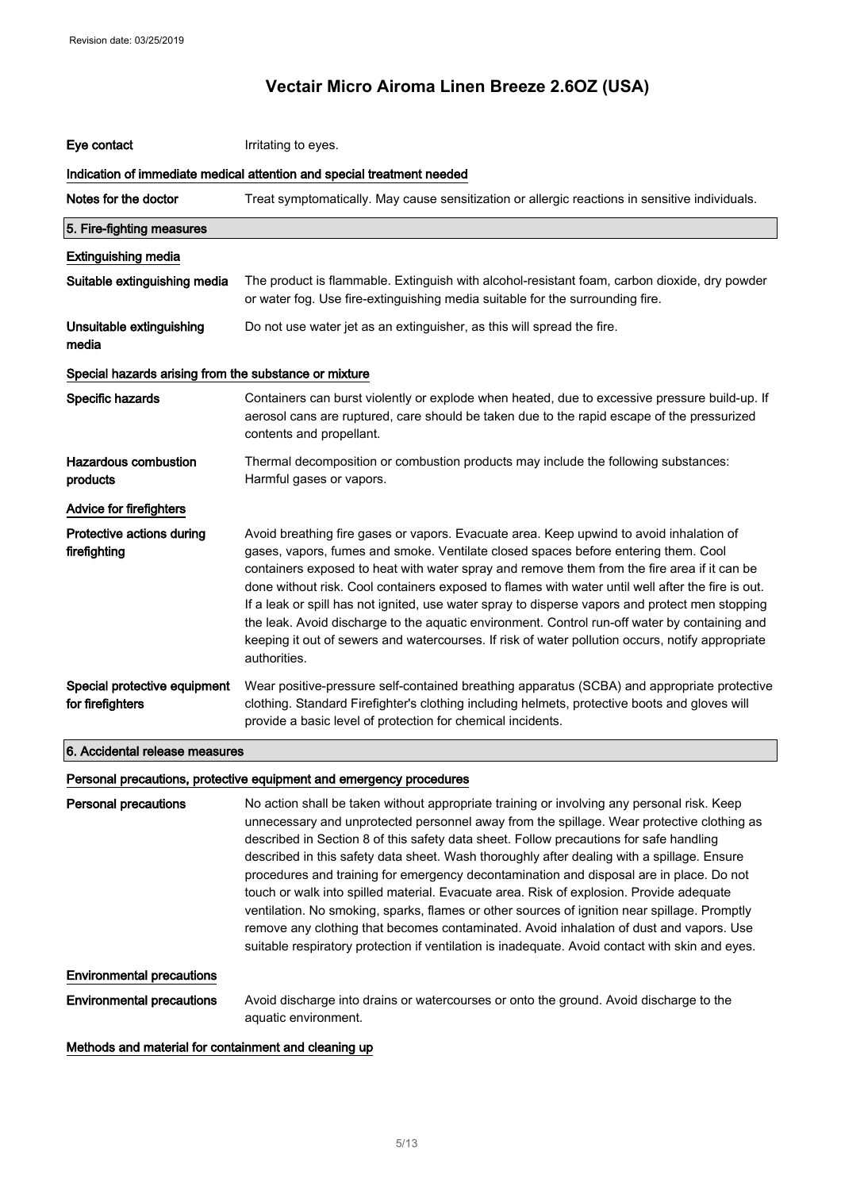| | |
|---|---|
| **Eye contact** | Irritating to eyes. |

### Indication of immediate medical attention and special treatment needed

| | |
|---|---|
| **Notes for the doctor** | Treat symptomatically. May cause sensitization or allergic reactions in sensitive individuals. |

## 5. Fire-fighting measures

### Extinguishing media

| | |
|---|---|
| **Suitable extinguishing media** | The product is flammable. Extinguish with alcohol-resistant foam, carbon dioxide, dry powder or water fog. Use fire-extinguishing media suitable for the surrounding fire. |
| **Unsuitable extinguishing media** | Do not use water jet as an extinguisher, as this will spread the fire. |

### Special hazards arising from the substance or mixture

| | |
|---|---|
| **Specific hazards** | Containers can burst violently or explode when heated, due to excessive pressure build-up. If aerosol cans are ruptured, care should be taken due to the rapid escape of the pressurized contents and propellant. |
| **Hazardous combustion products** | Thermal decomposition or combustion products may include the following substances: Harmful gases or vapors. |

### Advice for firefighters

| | |
|---|---|
| **Protective actions during firefighting** | Avoid breathing fire gases or vapors. Evacuate area. Keep upwind to avoid inhalation of gases, vapors, fumes and smoke. Ventilate closed spaces before entering them. Cool containers exposed to heat with water spray and remove them from the fire area if it can be done without risk. Cool containers exposed to flames with water until well after the fire is out. If a leak or spill has not ignited, use water spray to disperse vapors and protect men stopping the leak. Avoid discharge to the aquatic environment. Control run-off water by containing and keeping it out of sewers and watercourses. If risk of water pollution occurs, notify appropriate authorities. |
| **Special protective equipment for firefighters** | Wear positive-pressure self-contained breathing apparatus (SCBA) and appropriate protective clothing. Standard Firefighter's clothing including helmets, protective boots and gloves will provide a basic level of protection for chemical incidents. |

## 6. Accidental release measures

### Personal precautions, protective equipment and emergency procedures

| | |
|---|---|
| **Personal precautions** | No action shall be taken without appropriate training or involving any personal risk. Keep unnecessary and unprotected personnel away from the spillage. Wear protective clothing as described in Section 8 of this safety data sheet. Follow precautions for safe handling described in this safety data sheet. Wash thoroughly after dealing with a spillage. Ensure procedures and training for emergency decontamination and disposal are in place. Do not touch or walk into spilled material. Evacuate area. Risk of explosion. Provide adequate ventilation. No smoking, sparks, flames or other sources of ignition near spillage. Promptly remove any clothing that becomes contaminated. Avoid inhalation of dust and vapors. Use suitable respiratory protection if ventilation is inadequate. Avoid contact with skin and eyes. |

### Environmental precautions

| | |
|---|---|
| **Environmental precautions** | Avoid discharge into drains or watercourses or onto the ground. Avoid discharge to the aquatic environment. |

### Methods and material for containment and cleaning up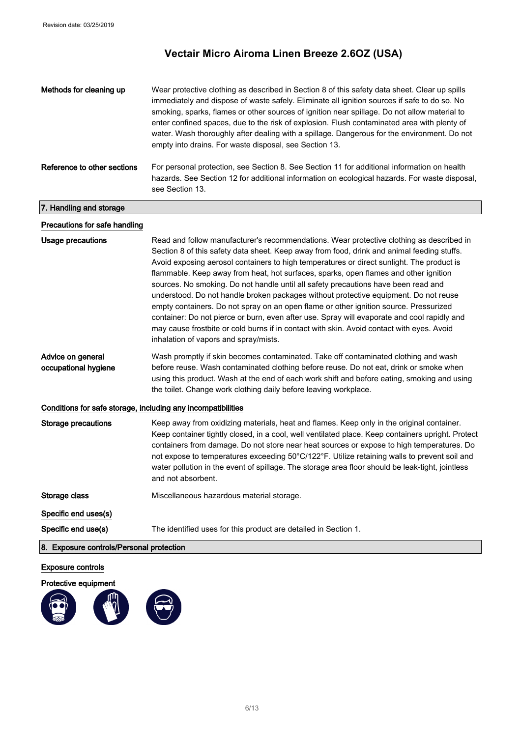**Methods for cleaning up**

Wear protective clothing as described in Section 8 of this safety data sheet. Clear up spills immediately and dispose of waste safely. Eliminate all ignition sources if safe to do so. No smoking, sparks, flames or other sources of ignition near spillage. Do not allow material to enter confined spaces, due to the risk of explosion. Flush contaminated area with plenty of water. Wash thoroughly after dealing with a spillage. Dangerous for the environment. Do not empty into drains. For waste disposal, see Section 13.

**Reference to other sections**

For personal protection, see Section 8. See Section 11 for additional information on health hazards. See Section 12 for additional information on ecological hazards. For waste disposal, see Section 13.

## 7. Handling and storage

### Precautions for safe handling

**Usage precautions**

Read and follow manufacturer's recommendations. Wear protective clothing as described in Section 8 of this safety data sheet. Keep away from food, drink and animal feeding stuffs. Avoid exposing aerosol containers to high temperatures or direct sunlight. The product is flammable. Keep away from heat, hot surfaces, sparks, open flames and other ignition sources. No smoking. Do not handle until all safety precautions have been read and understood. Do not handle broken packages without protective equipment. Do not reuse empty containers. Do not spray on an open flame or other ignition source. Pressurized container: Do not pierce or burn, even after use. Spray will evaporate and cool rapidly and may cause frostbite or cold burns if in contact with skin. Avoid contact with eyes. Avoid inhalation of vapors and spray/mists.

**Advice on general occupational hygiene**

Wash promptly if skin becomes contaminated. Take off contaminated clothing and wash before reuse. Wash contaminated clothing before reuse. Do not eat, drink or smoke when using this product. Wash at the end of each work shift and before eating, smoking and using the toilet. Change work clothing daily before leaving workplace.

### Conditions for safe storage, including any incompatibilities

**Storage precautions**

Keep away from oxidizing materials, heat and flames. Keep only in the original container. Keep container tightly closed, in a cool, well ventilated place. Keep containers upright. Protect containers from damage. Do not store near heat sources or expose to high temperatures. Do not expose to temperatures exceeding 50°C/122°F. Utilize retaining walls to prevent soil and water pollution in the event of spillage. The storage area floor should be leak-tight, jointless and not absorbent.

**Storage class**

Miscellaneous hazardous material storage.

### Specific end uses(s)

**Specific end use(s)**

The identified uses for this product are detailed in Section 1.

## 8. Exposure controls/Personal protection

### Exposure controls

**Protective equipment**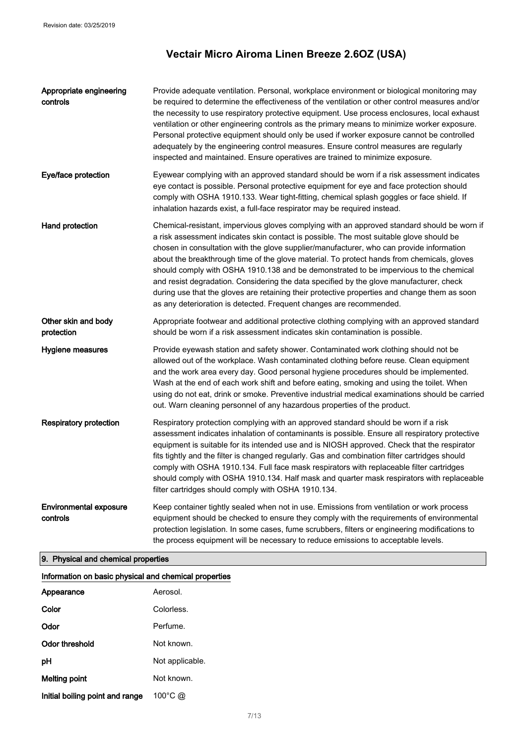| | |
|---|---|
| **Appropriate engineering controls** | Provide adequate ventilation. Personal, workplace environment or biological monitoring may be required to determine the effectiveness of the ventilation or other control measures and/or the necessity to use respiratory protective equipment. Use process enclosures, local exhaust ventilation or other engineering controls as the primary means to minimize worker exposure. Personal protective equipment should only be used if worker exposure cannot be controlled adequately by the engineering control measures. Ensure control measures are regularly inspected and maintained. Ensure operatives are trained to minimize exposure. |
| **Eye/face protection** | Eyewear complying with an approved standard should be worn if a risk assessment indicates eye contact is possible. Personal protective equipment for eye and face protection should comply with OSHA 1910.133. Wear tight-fitting, chemical splash goggles or face shield. If inhalation hazards exist, a full-face respirator may be required instead. |
| **Hand protection** | Chemical-resistant, impervious gloves complying with an approved standard should be worn if a risk assessment indicates skin contact is possible. The most suitable glove should be chosen in consultation with the glove supplier/manufacturer, who can provide information about the breakthrough time of the glove material. To protect hands from chemicals, gloves should comply with OSHA 1910.138 and be demonstrated to be impervious to the chemical and resist degradation. Considering the data specified by the glove manufacturer, check during use that the gloves are retaining their protective properties and change them as soon as any deterioration is detected. Frequent changes are recommended. |
| **Other skin and body protection** | Appropriate footwear and additional protective clothing complying with an approved standard should be worn if a risk assessment indicates skin contamination is possible. |
| **Hygiene measures** | Provide eyewash station and safety shower. Contaminated work clothing should not be allowed out of the workplace. Wash contaminated clothing before reuse. Clean equipment and the work area every day. Good personal hygiene procedures should be implemented. Wash at the end of each work shift and before eating, smoking and using the toilet. When using do not eat, drink or smoke. Preventive industrial medical examinations should be carried out. Warn cleaning personnel of any hazardous properties of the product. |
| **Respiratory protection** | Respiratory protection complying with an approved standard should be worn if a risk assessment indicates inhalation of contaminants is possible. Ensure all respiratory protective equipment is suitable for its intended use and is NIOSH approved. Check that the respirator fits tightly and the filter is changed regularly. Gas and combination filter cartridges should comply with OSHA 1910.134. Full face mask respirators with replaceable filter cartridges should comply with OSHA 1910.134. Half mask and quarter mask respirators with replaceable filter cartridges should comply with OSHA 1910.134. |
| **Environmental exposure controls** | Keep container tightly sealed when not in use. Emissions from ventilation or work process equipment should be checked to ensure they comply with the requirements of environmental protection legislation. In some cases, fume scrubbers, filters or engineering modifications to the process equipment will be necessary to reduce emissions to acceptable levels. |

## 9. Physical and chemical properties

### Information on basic physical and chemical properties

| | |
|---|---|
| **Appearance** | Aerosol. |
| **Color** | Colorless. |
| **Odor** | Perfume. |
| **Odor threshold** | Not known. |
| **pH** | Not applicable. |
| **Melting point** | Not known. |
| **Initial boiling point and range** | 100°C @ |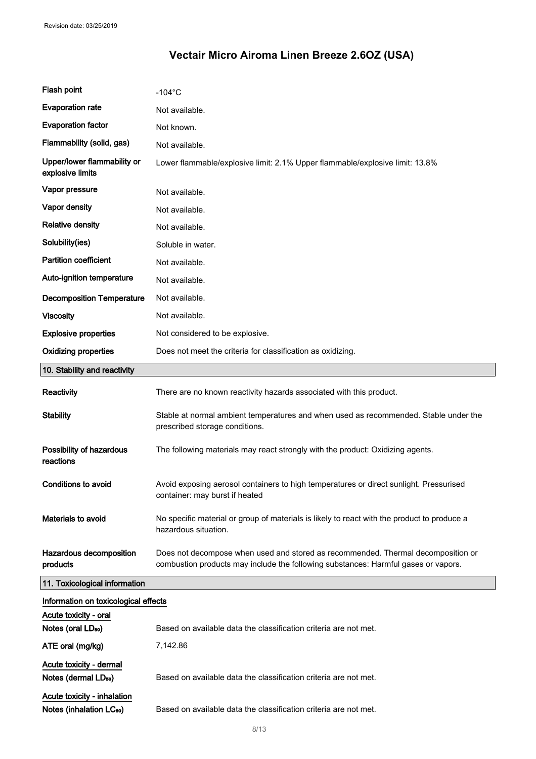| | |
|---|---|
| **Flash point** | -104°C |
| **Evaporation rate** | Not available. |
| **Evaporation factor** | Not known. |
| **Flammability (solid, gas)** | Not available. |
| **Upper/lower flammability or explosive limits** | Lower flammable/explosive limit: 2.1% Upper flammable/explosive limit: 13.8% |
| **Vapor pressure** | Not available. |
| **Vapor density** | Not available. |
| **Relative density** | Not available. |
| **Solubility(ies)** | Soluble in water. |
| **Partition coefficient** | Not available. |
| **Auto-ignition temperature** | Not available. |
| **Decomposition Temperature** | Not available. |
| **Viscosity** | Not available. |
| **Explosive properties** | Not considered to be explosive. |
| **Oxidizing properties** | Does not meet the criteria for classification as oxidizing. |

## 10. Stability and reactivity

| | |
|---|---|
| **Reactivity** | There are no known reactivity hazards associated with this product. |
| **Stability** | Stable at normal ambient temperatures and when used as recommended. Stable under the prescribed storage conditions. |
| **Possibility of hazardous reactions** | The following materials may react strongly with the product: Oxidizing agents. |
| **Conditions to avoid** | Avoid exposing aerosol containers to high temperatures or direct sunlight. Pressurised container: may burst if heated |
| **Materials to avoid** | No specific material or group of materials is likely to react with the product to produce a hazardous situation. |
| **Hazardous decomposition products** | Does not decompose when used and stored as recommended. Thermal decomposition or combustion products may include the following substances: Harmful gases or vapors. |

## 11. Toxicological information

**Information on toxicological effects**

**Acute toxicity - oral**

| | |
|---|---|
| **Notes (oral $LD_{50}$)** | Based on available data the classification criteria are not met. |
| **ATE oral (mg/kg)** | 7,142.86 |

**Acute toxicity - dermal**

| | |
|---|---|
| **Notes (dermal $LD_{50}$)** | Based on available data the classification criteria are not met. |

**Acute toxicity - inhalation**

| | |
|---|---|
| **Notes (inhalation $LC_{50}$)** | Based on available data the classification criteria are not met. |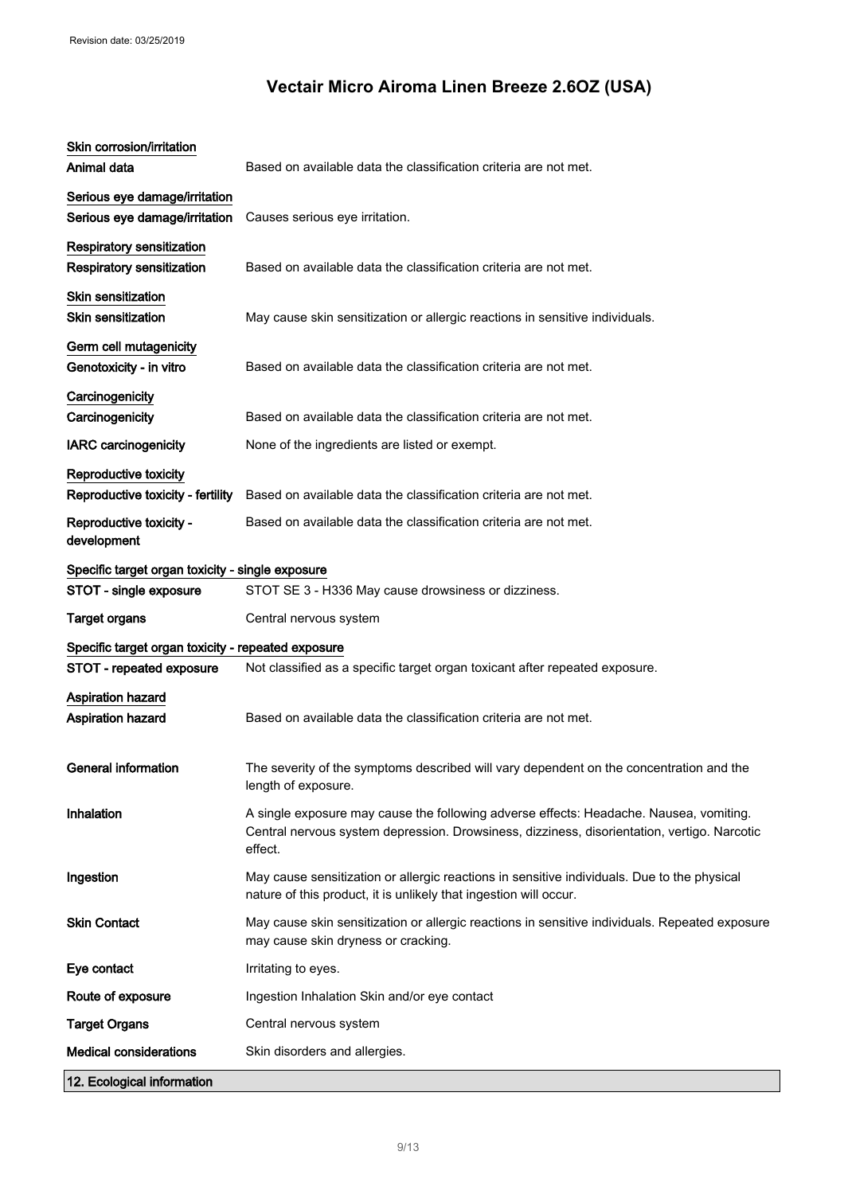**Skin corrosion/irritation**

| | |
|---|---|
| **Animal data** | Based on available data the classification criteria are not met. |

**Serious eye damage/irritation**

| | |
|---|---|
| **Serious eye damage/irritation** | Causes serious eye irritation. |

**Respiratory sensitization**

| | |
|---|---|
| **Respiratory sensitization** | Based on available data the classification criteria are not met. |

**Skin sensitization**

| | |
|---|---|
| **Skin sensitization** | May cause skin sensitization or allergic reactions in sensitive individuals. |

**Germ cell mutagenicity**

| | |
|---|---|
| **Genotoxicity - in vitro** | Based on available data the classification criteria are not met. |

**Carcinogenicity**

| | |
|---|---|
| **Carcinogenicity** | Based on available data the classification criteria are not met. |
| **IARC carcinogenicity** | None of the ingredients are listed or exempt. |

**Reproductive toxicity**

| | |
|---|---|
| **Reproductive toxicity - fertility** | Based on available data the classification criteria are not met. |
| **Reproductive toxicity - development** | Based on available data the classification criteria are not met. |

**Specific target organ toxicity - single exposure**

| | |
|---|---|
| **STOT - single exposure** | STOT SE 3 - H336 May cause drowsiness or dizziness. |
| **Target organs** | Central nervous system |

**Specific target organ toxicity - repeated exposure**

| | |
|---|---|
| **STOT - repeated exposure** | Not classified as a specific target organ toxicant after repeated exposure. |

**Aspiration hazard**

| | |
|---|---|
| **Aspiration hazard** | Based on available data the classification criteria are not met. |

| | |
|---|---|
| **General information** | The severity of the symptoms described will vary dependent on the concentration and the length of exposure. |
| **Inhalation** | A single exposure may cause the following adverse effects: Headache. Nausea, vomiting. Central nervous system depression. Drowsiness, dizziness, disorientation, vertigo. Narcotic effect. |
| **Ingestion** | May cause sensitization or allergic reactions in sensitive individuals. Due to the physical nature of this product, it is unlikely that ingestion will occur. |
| **Skin Contact** | May cause skin sensitization or allergic reactions in sensitive individuals. Repeated exposure may cause skin dryness or cracking. |
| **Eye contact** | Irritating to eyes. |
| **Route of exposure** | Ingestion Inhalation Skin and/or eye contact |
| **Target Organs** | Central nervous system |
| **Medical considerations** | Skin disorders and allergies. |

## 12. Ecological information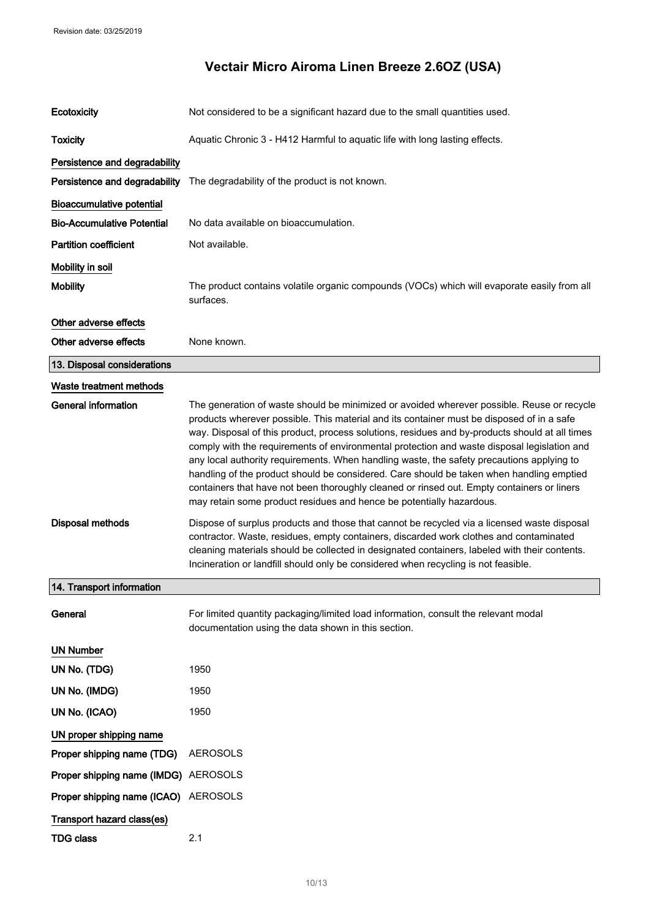Revision date: 03/25/2019

# Vectair Micro Airoma Linen Breeze 2.6OZ (USA)

**Ecotoxicity** Not considered to be a significant hazard due to the small quantities used.

**Toxicity** Aquatic Chronic 3 - H412 Harmful to aquatic life with long lasting effects.

**Persistence and degradability**

**Persistence and degradability** The degradability of the product is not known.

**Bioaccumulative potential**

**Bio-Accumulative Potential** No data available on bioaccumulation.

**Partition coefficient** Not available.

**Mobility in soil**

**Mobility** The product contains volatile organic compounds (VOCs) which will evaporate easily from all surfaces.

**Other adverse effects**

**Other adverse effects** None known.

## 13. Disposal considerations

**Waste treatment methods**

**General information** The generation of waste should be minimized or avoided wherever possible. Reuse or recycle products wherever possible. This material and its container must be disposed of in a safe way. Disposal of this product, process solutions, residues and by-products should at all times comply with the requirements of environmental protection and waste disposal legislation and any local authority requirements. When handling waste, the safety precautions applying to handling of the product should be considered. Care should be taken when handling emptied containers that have not been thoroughly cleaned or rinsed out. Empty containers or liners may retain some product residues and hence be potentially hazardous.

**Disposal methods** Dispose of surplus products and those that cannot be recycled via a licensed waste disposal contractor. Waste, residues, empty containers, discarded work clothes and contaminated cleaning materials should be collected in designated containers, labeled with their contents. Incineration or landfill should only be considered when recycling is not feasible.

## 14. Transport information

**General** For limited quantity packaging/limited load information, consult the relevant modal documentation using the data shown in this section.

**UN Number**

**UN No. (TDG)** 1950

**UN No. (IMDG)** 1950

**UN No. (ICAO)** 1950

**UN proper shipping name**

**Proper shipping name (TDG)** AEROSOLS

**Proper shipping name (IMDG)** AEROSOLS

**Proper shipping name (ICAO)** AEROSOLS

**Transport hazard class(es)**

**TDG class** 2.1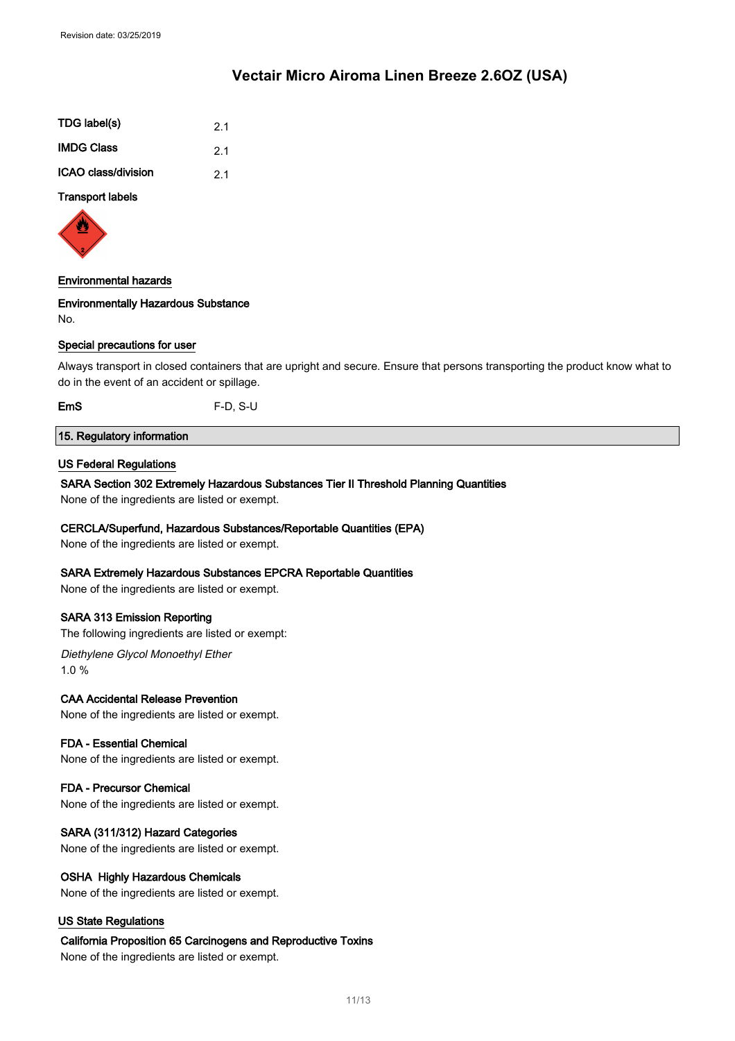| | |
|---|---|
| **TDG label(s)** | 2.1 |
| **IMDG Class** | 2.1 |
| **ICAO class/division** | 2.1 |

**Transport labels**

**Environmental hazards**

**Environmentally Hazardous Substance**
No.

**Special precautions for user**

Always transport in closed containers that are upright and secure. Ensure that persons transporting the product know what to do in the event of an accident or spillage.

**EmS** F-D, S-U

## 15. Regulatory information

### US Federal Regulations

**SARA Section 302 Extremely Hazardous Substances Tier II Threshold Planning Quantities**
None of the ingredients are listed or exempt.

**CERCLA/Superfund, Hazardous Substances/Reportable Quantities (EPA)**
None of the ingredients are listed or exempt.

**SARA Extremely Hazardous Substances EPCRA Reportable Quantities**
None of the ingredients are listed or exempt.

**SARA 313 Emission Reporting**
The following ingredients are listed or exempt:

*Diethylene Glycol Monoethyl Ether*
1.0 %

**CAA Accidental Release Prevention**
None of the ingredients are listed or exempt.

**FDA - Essential Chemical**
None of the ingredients are listed or exempt.

**FDA - Precursor Chemical**
None of the ingredients are listed or exempt.

**SARA (311/312) Hazard Categories**
None of the ingredients are listed or exempt.

**OSHA Highly Hazardous Chemicals**
None of the ingredients are listed or exempt.

### US State Regulations

**California Proposition 65 Carcinogens and Reproductive Toxins**
None of the ingredients are listed or exempt.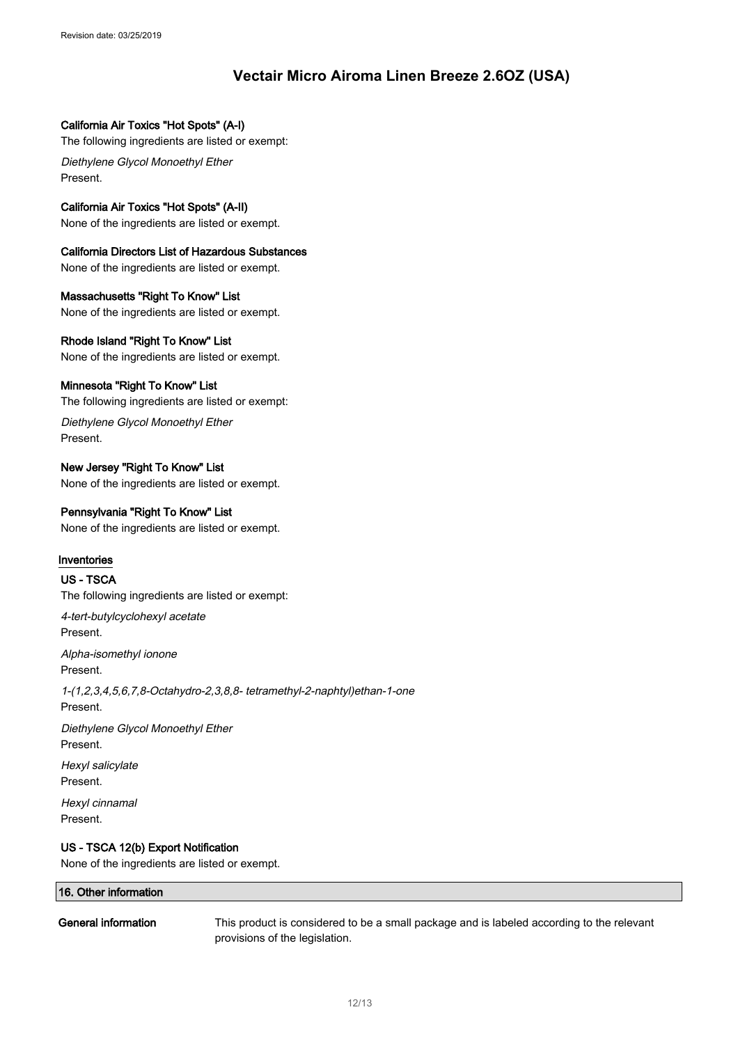#### California Air Toxics "Hot Spots" (A-I)

The following ingredients are listed or exempt:

*Diethylene Glycol Monoethyl Ether*
Present.

#### California Air Toxics "Hot Spots" (A-II)

None of the ingredients are listed or exempt.

#### California Directors List of Hazardous Substances

None of the ingredients are listed or exempt.

#### Massachusetts "Right To Know" List

None of the ingredients are listed or exempt.

#### Rhode Island "Right To Know" List

None of the ingredients are listed or exempt.

#### Minnesota "Right To Know" List

The following ingredients are listed or exempt:

*Diethylene Glycol Monoethyl Ether*
Present.

#### New Jersey "Right To Know" List

None of the ingredients are listed or exempt.

#### Pennsylvania "Right To Know" List

None of the ingredients are listed or exempt.

### Inventories

#### US - TSCA

The following ingredients are listed or exempt:

*4-tert-butylcyclohexyl acetate*
Present.

*Alpha-isomethyl ionone*
Present.

*1-(1,2,3,4,5,6,7,8-Octahydro-2,3,8,8- tetramethyl-2-naphtyl)ethan-1-one*
Present.

*Diethylene Glycol Monoethyl Ether*
Present.

*Hexyl salicylate*
Present.

*Hexyl cinnamal*
Present.

#### US - TSCA 12(b) Export Notification

None of the ingredients are listed or exempt.

## 16. Other information

**General information** This product is considered to be a small package and is labeled according to the relevant provisions of the legislation.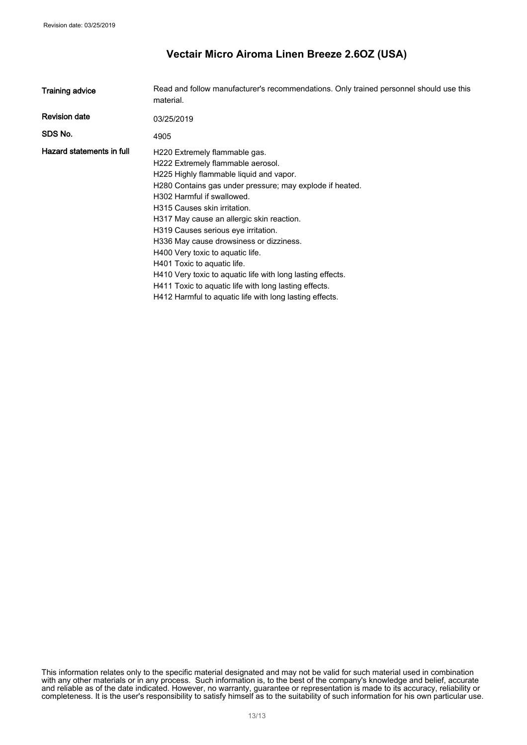# Vectair Micro Airoma Linen Breeze 2.6OZ (USA)

| | |
|---|---|
| **Training advice** | Read and follow manufacturer's recommendations. Only trained personnel should use this material. |
| **Revision date** | 03/25/2019 |
| **SDS No.** | 4905 |
| **Hazard statements in full** | H220 Extremely flammable gas.<br>H222 Extremely flammable aerosol.<br>H225 Highly flammable liquid and vapor.<br>H280 Contains gas under pressure; may explode if heated.<br>H302 Harmful if swallowed.<br>H315 Causes skin irritation.<br>H317 May cause an allergic skin reaction.<br>H319 Causes serious eye irritation.<br>H336 May cause drowsiness or dizziness.<br>H400 Very toxic to aquatic life.<br>H401 Toxic to aquatic life.<br>H410 Very toxic to aquatic life with long lasting effects.<br>H411 Toxic to aquatic life with long lasting effects.<br>H412 Harmful to aquatic life with long lasting effects. |

This information relates only to the specific material designated and may not be valid for such material used in combination with any other materials or in any process. Such information is, to the best of the company's knowledge and belief, accurate and reliable as of the date indicated. However, no warranty, guarantee or representation is made to its accuracy, reliability or completeness. It is the user's responsibility to satisfy himself as to the suitability of such information for his own particular use.